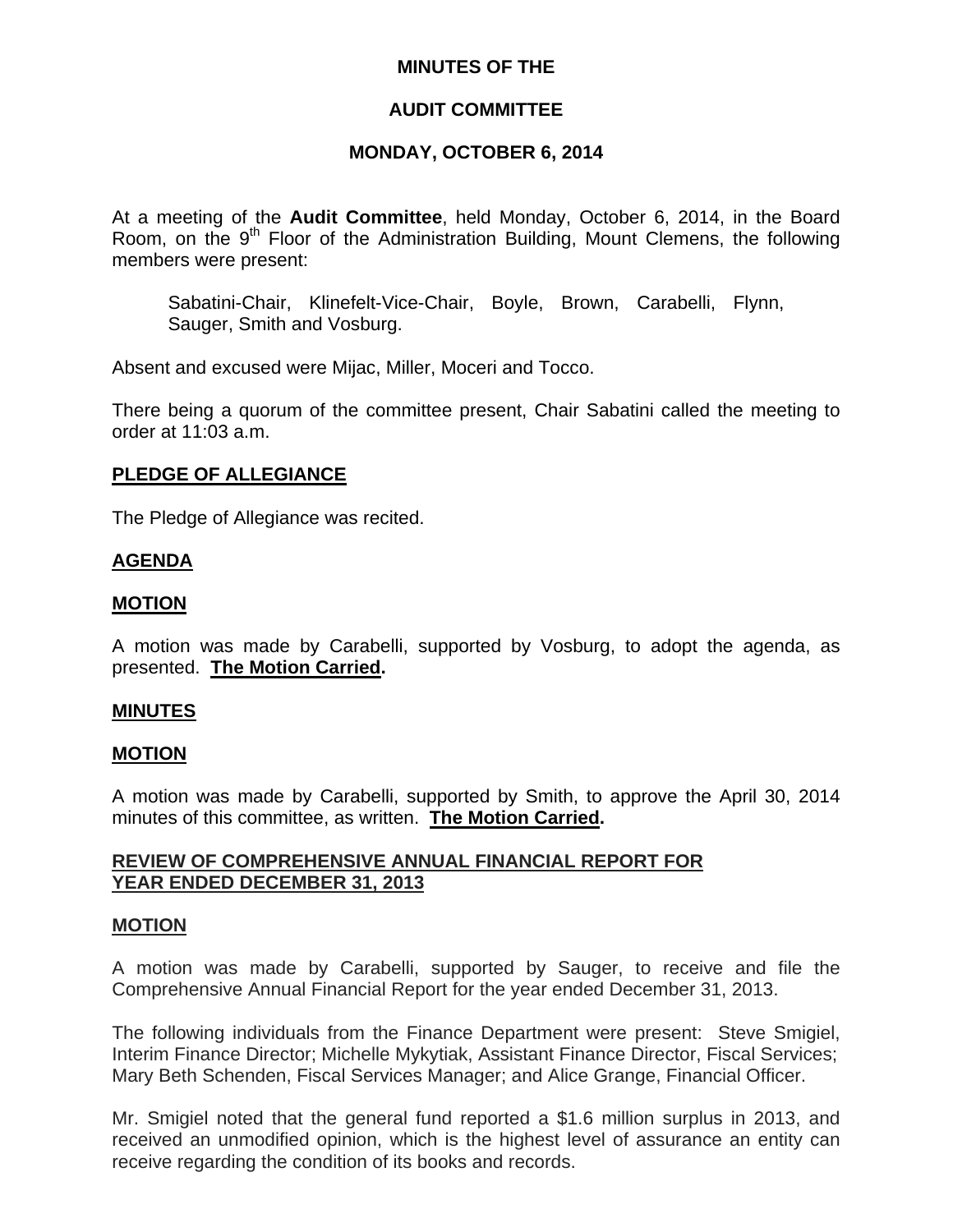**MINUTES OF THE**

**AUDIT COMMITTEE**

**MONDAY, OCTOBER 6, 2014**

At a meeting of the **Audit Committee**, held Monday, October 6, 2014, in the Board Room, on the 9th Floor of the Administration Building, Mount Clemens, the following members were present:

> Sabatini-Chair, Klinefelt-Vice-Chair, Boyle, Brown, Carabelli, Flynn, Sauger, Smith and Vosburg.

Absent and excused were Mijac, Miller, Moceri and Tocco.

There being a quorum of the committee present, Chair Sabatini called the meeting to order at 11:03 a.m.

**PLEDGE OF ALLEGIANCE**

The Pledge of Allegiance was recited.

**AGENDA**

**MOTION**

A motion was made by Carabelli, supported by Vosburg, to adopt the agenda, as presented. **The Motion Carried.**

**MINUTES**

**MOTION**

A motion was made by Carabelli, supported by Smith, to approve the April 30, 2014 minutes of this committee, as written. **The Motion Carried.**

**REVIEW OF COMPREHENSIVE ANNUAL FINANCIAL REPORT FOR YEAR ENDED DECEMBER 31, 2013**

**MOTION**

A motion was made by Carabelli, supported by Sauger, to receive and file the Comprehensive Annual Financial Report for the year ended December 31, 2013.

The following individuals from the Finance Department were present: Steve Smigiel, Interim Finance Director; Michelle Mykytiak, Assistant Finance Director, Fiscal Services; Mary Beth Schenden, Fiscal Services Manager; and Alice Grange, Financial Officer.

Mr. Smigiel noted that the general fund reported a $1.6 million surplus in 2013, and received an unmodified opinion, which is the highest level of assurance an entity can receive regarding the condition of its books and records.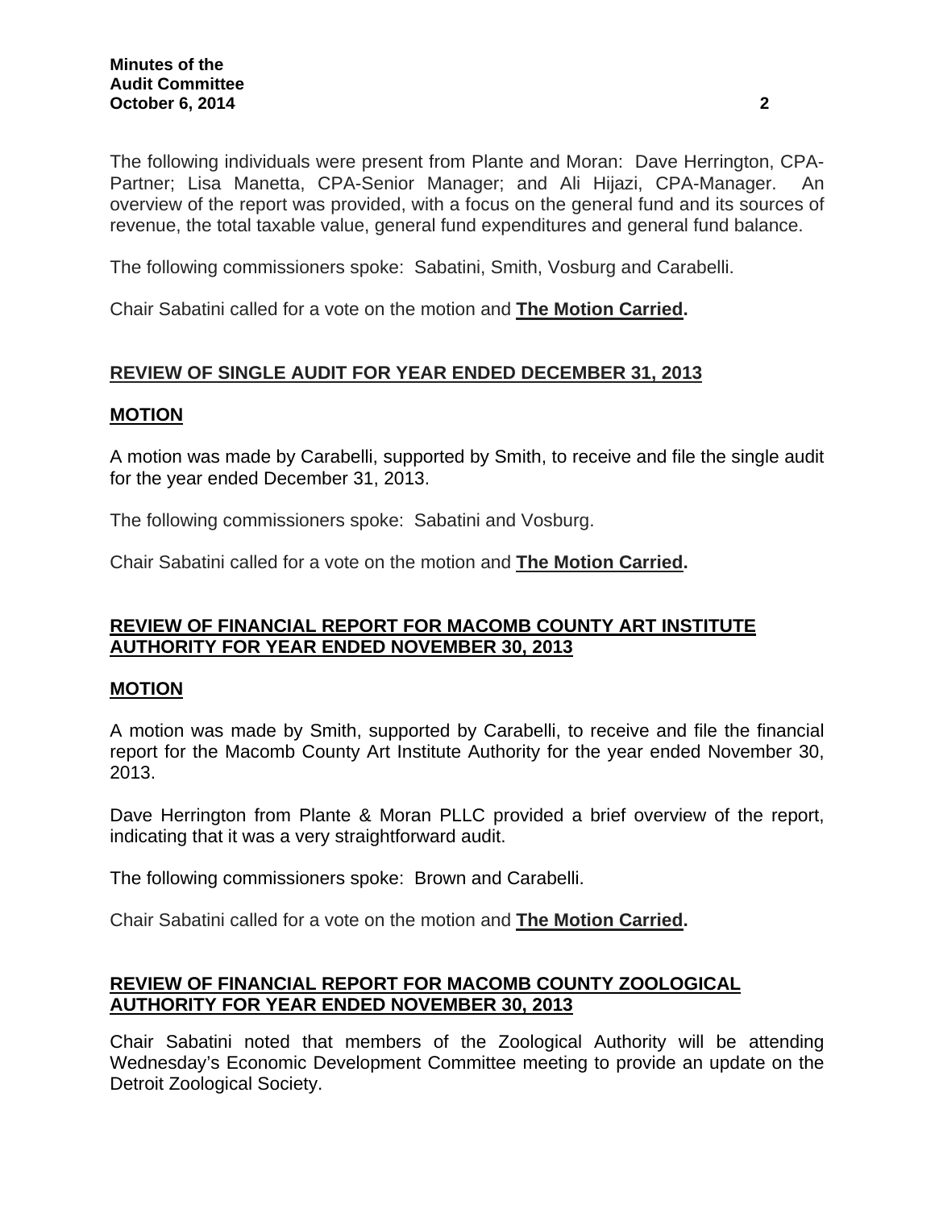The following individuals were present from Plante and Moran: Dave Herrington, CPA-Partner; Lisa Manetta, CPA-Senior Manager; and Ali Hijazi, CPA-Manager. An overview of the report was provided, with a focus on the general fund and its sources of revenue, the total taxable value, general fund expenditures and general fund balance.

The following commissioners spoke: Sabatini, Smith, Vosburg and Carabelli.

Chair Sabatini called for a vote on the motion and **The Motion Carried.**

## REVIEW OF SINGLE AUDIT FOR YEAR ENDED DECEMBER 31, 2013

### MOTION

A motion was made by Carabelli, supported by Smith, to receive and file the single audit for the year ended December 31, 2013.

The following commissioners spoke: Sabatini and Vosburg.

Chair Sabatini called for a vote on the motion and **The Motion Carried.**

## REVIEW OF FINANCIAL REPORT FOR MACOMB COUNTY ART INSTITUTE AUTHORITY FOR YEAR ENDED NOVEMBER 30, 2013

### MOTION

A motion was made by Smith, supported by Carabelli, to receive and file the financial report for the Macomb County Art Institute Authority for the year ended November 30, 2013.

Dave Herrington from Plante & Moran PLLC provided a brief overview of the report, indicating that it was a very straightforward audit.

The following commissioners spoke: Brown and Carabelli.

Chair Sabatini called for a vote on the motion and **The Motion Carried.**

## REVIEW OF FINANCIAL REPORT FOR MACOMB COUNTY ZOOLOGICAL AUTHORITY FOR YEAR ENDED NOVEMBER 30, 2013

Chair Sabatini noted that members of the Zoological Authority will be attending Wednesday's Economic Development Committee meeting to provide an update on the Detroit Zoological Society.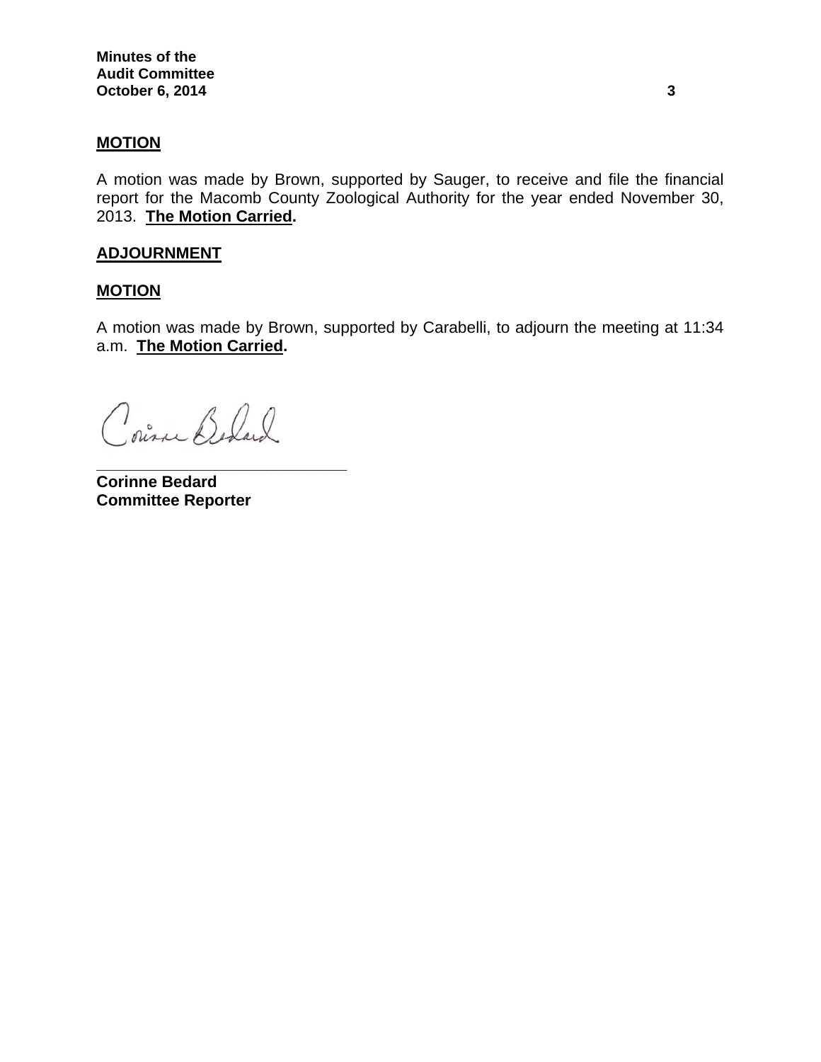**MOTION**

A motion was made by Brown, supported by Sauger, to receive and file the financial report for the Macomb County Zoological Authority for the year ended November 30, 2013. **The Motion Carried.**

**ADJOURNMENT**

**MOTION**

A motion was made by Brown, supported by Carabelli, to adjourn the meeting at 11:34 a.m. **The Motion Carried.**

\_\_\_\_\_\_\_\_\_\_\_\_\_\_\_\_\_\_\_\_\_\_\_\_\_\_\_\_\_\_
**Corinne Bedard**
**Committee Reporter**